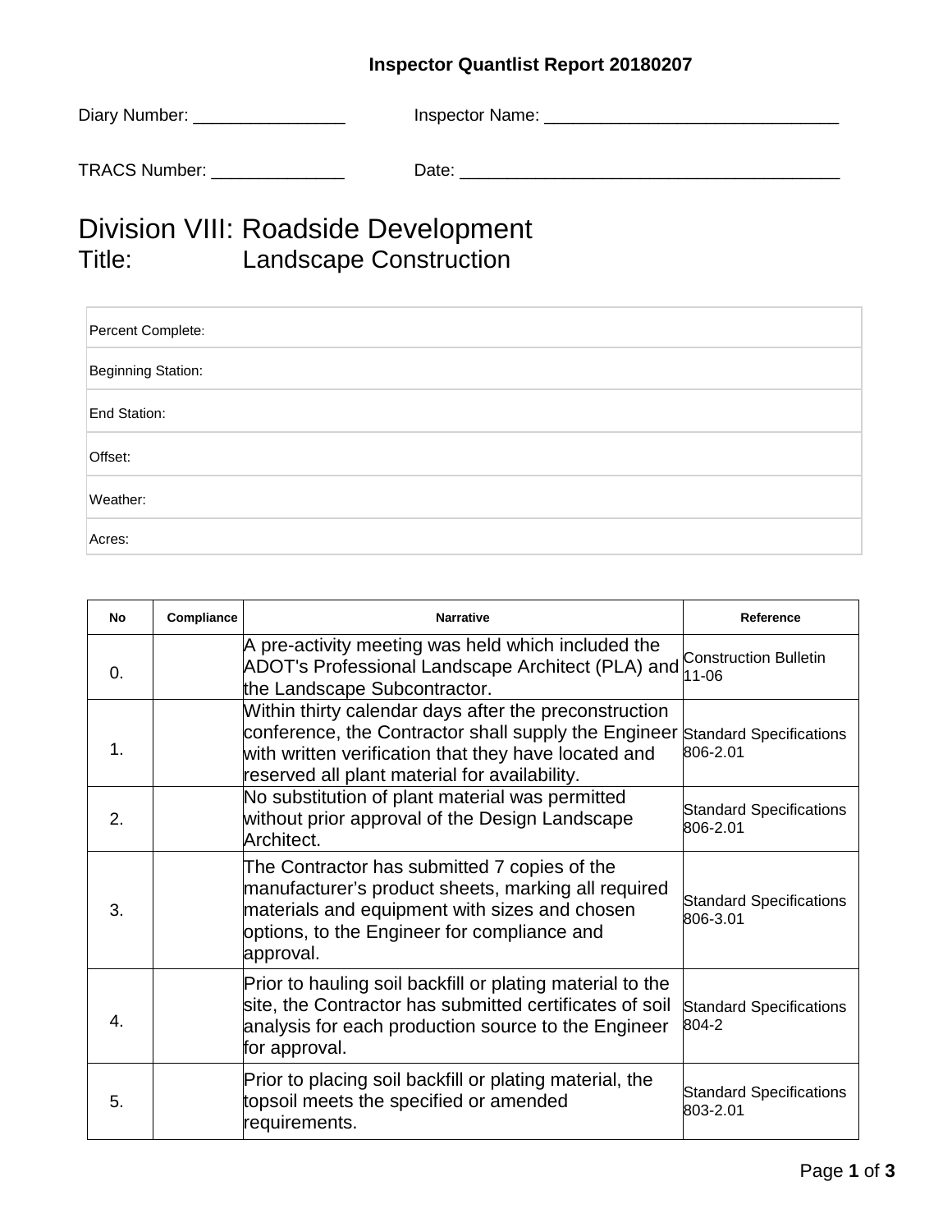**Inspector Quantlist Report 20180207**

Diary Number: ________________ Inspector Name: _______________________________

TRACS Number: ______________ Date: ________________________________________

# Division VIII: Roadside Development

## Title: Landscape Construction

| |
|---|
| Percent Complete: |
| Beginning Station: |
| End Station: |
| Offset: |
| Weather: |
| Acres: |

| No | Compliance | Narrative | Reference |
|---|---|---|---|
| 0. | | A pre-activity meeting was held which included the ADOT's Professional Landscape Architect (PLA) and the Landscape Subcontractor. | Construction Bulletin 11-06 |
| 1. | | Within thirty calendar days after the preconstruction conference, the Contractor shall supply the Engineer with written verification that they have located and reserved all plant material for availability. | Standard Specifications 806-2.01 |
| 2. | | No substitution of plant material was permitted without prior approval of the Design Landscape Architect. | Standard Specifications 806-2.01 |
| 3. | | The Contractor has submitted 7 copies of the manufacturer's product sheets, marking all required materials and equipment with sizes and chosen options, to the Engineer for compliance and approval. | Standard Specifications 806-3.01 |
| 4. | | Prior to hauling soil backfill or plating material to the site, the Contractor has submitted certificates of soil analysis for each production source to the Engineer for approval. | Standard Specifications 804-2 |
| 5. | | Prior to placing soil backfill or plating material, the topsoil meets the specified or amended requirements. | Standard Specifications 803-2.01 |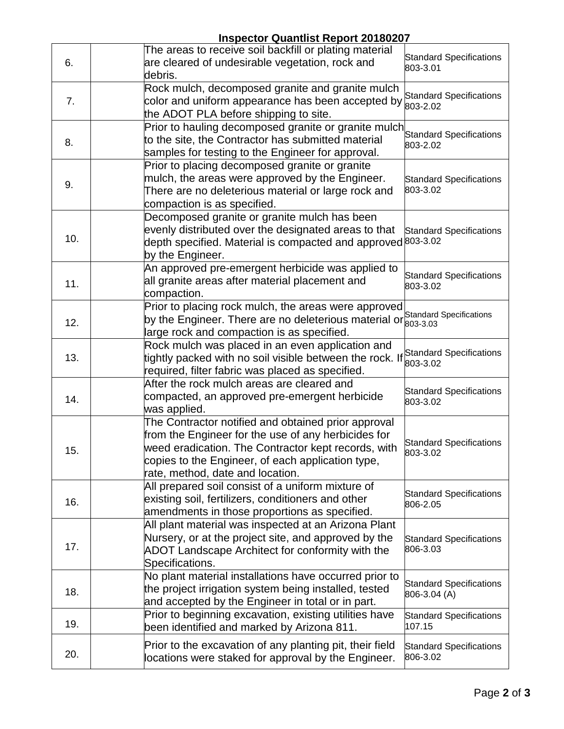**Inspector Quantlist Report 20180207**

| | | | |
|---|---|---|---|
| 6. | | The areas to receive soil backfill or plating material are cleared of undesirable vegetation, rock and debris. | Standard Specifications 803-3.01 |
| 7. | | Rock mulch, decomposed granite and granite mulch color and uniform appearance has been accepted by the ADOT PLA before shipping to site. | Standard Specifications 803-2.02 |
| 8. | | Prior to hauling decomposed granite or granite mulch to the site, the Contractor has submitted material samples for testing to the Engineer for approval. | Standard Specifications 803-2.02 |
| 9. | | Prior to placing decomposed granite or granite mulch, the areas were approved by the Engineer. There are no deleterious material or large rock and compaction is as specified. | Standard Specifications 803-3.02 |
| 10. | | Decomposed granite or granite mulch has been evenly distributed over the designated areas to that depth specified. Material is compacted and approved by the Engineer. | Standard Specifications 803-3.02 |
| 11. | | An approved pre-emergent herbicide was applied to all granite areas after material placement and compaction. | Standard Specifications 803-3.02 |
| 12. | | Prior to placing rock mulch, the areas were approved by the Engineer. There are no deleterious material or large rock and compaction is as specified. | Standard Specifications 803-3.03 |
| 13. | | Rock mulch was placed in an even application and tightly packed with no soil visible between the rock. If required, filter fabric was placed as specified. | Standard Specifications 803-3.02 |
| 14. | | After the rock mulch areas are cleared and compacted, an approved pre-emergent herbicide was applied. | Standard Specifications 803-3.02 |
| 15. | | The Contractor notified and obtained prior approval from the Engineer for the use of any herbicides for weed eradication. The Contractor kept records, with copies to the Engineer, of each application type, rate, method, date and location. | Standard Specifications 803-3.02 |
| 16. | | All prepared soil consist of a uniform mixture of existing soil, fertilizers, conditioners and other amendments in those proportions as specified. | Standard Specifications 806-2.05 |
| 17. | | All plant material was inspected at an Arizona Plant Nursery, or at the project site, and approved by the ADOT Landscape Architect for conformity with the Specifications. | Standard Specifications 806-3.03 |
| 18. | | No plant material installations have occurred prior to the project irrigation system being installed, tested and accepted by the Engineer in total or in part. | Standard Specifications 806-3.04 (A) |
| 19. | | Prior to beginning excavation, existing utilities have been identified and marked by Arizona 811. | Standard Specifications 107.15 |
| 20. | | Prior to the excavation of any planting pit, their field locations were staked for approval by the Engineer. | Standard Specifications 806-3.02 |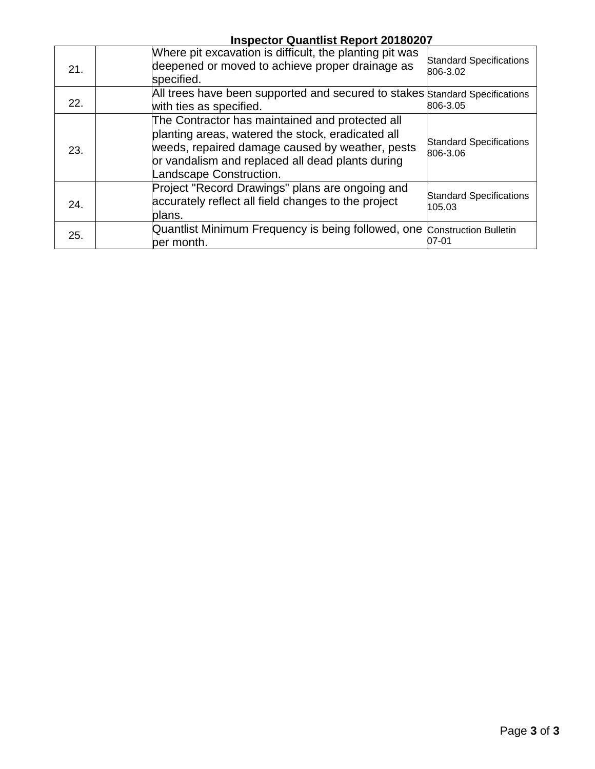**Inspector Quantlist Report 20180207**

| | | | |
|---|---|---|---|
| 21. | | Where pit excavation is difficult, the planting pit was deepened or moved to achieve proper drainage as specified. | Standard Specifications 806-3.02 |
| 22. | | All trees have been supported and secured to stakes with ties as specified. | Standard Specifications 806-3.05 |
| 23. | | The Contractor has maintained and protected all planting areas, watered the stock, eradicated all weeds, repaired damage caused by weather, pests or vandalism and replaced all dead plants during Landscape Construction. | Standard Specifications 806-3.06 |
| 24. | | Project "Record Drawings" plans are ongoing and accurately reflect all field changes to the project plans. | Standard Specifications 105.03 |
| 25. | | Quantlist Minimum Frequency is being followed, one per month. | Construction Bulletin 07-01 |